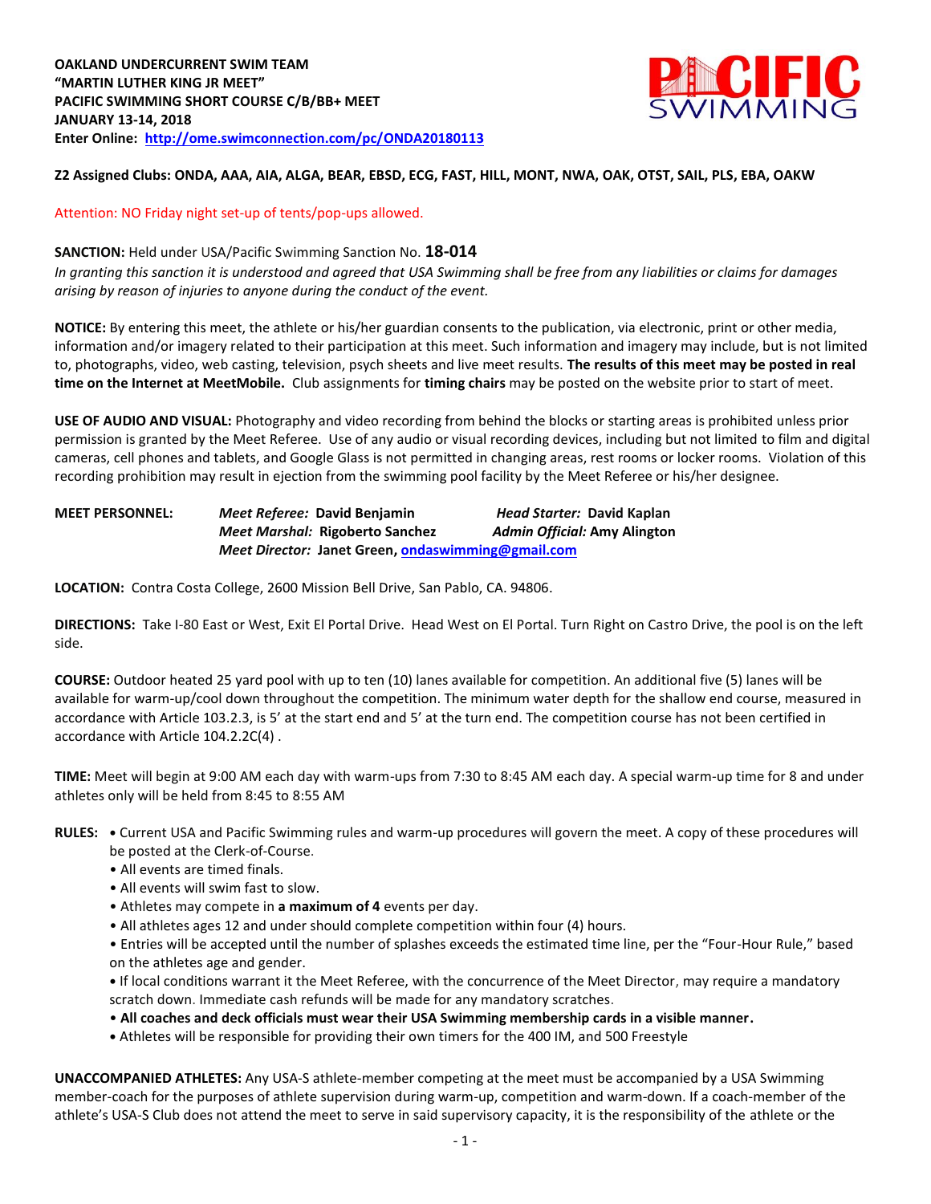**OAKLAND UNDERCURRENT SWIM TEAM**
**"MARTIN LUTHER KING JR MEET"**
**PACIFIC SWIMMING SHORT COURSE C/B/BB+ MEET**
**JANUARY 13-14, 2018**
**Enter Online: [http://ome.swimconnection.com/pc/ONDA20180113](http://ome.swimconnection.com/pc/ONDA20180113)**

**Z2 Assigned Clubs: ONDA, AAA, AIA, ALGA, BEAR, EBSD, ECG, FAST, HILL, MONT, NWA, OAK, OTST, SAIL, PLS, EBA, OAKW**

Attention: NO Friday night set-up of tents/pop-ups allowed.

**SANCTION:** Held under USA/Pacific Swimming Sanction No. **18-014**
*In granting this sanction it is understood and agreed that USA Swimming shall be free from any liabilities or claims for damages arising by reason of injuries to anyone during the conduct of the event.*

**NOTICE:** By entering this meet, the athlete or his/her guardian consents to the publication, via electronic, print or other media, information and/or imagery related to their participation at this meet. Such information and imagery may include, but is not limited to, photographs, video, web casting, television, psych sheets and live meet results. **The results of this meet may be posted in real time on the Internet at MeetMobile.** Club assignments for **timing chairs** may be posted on the website prior to start of meet.

**USE OF AUDIO AND VISUAL:** Photography and video recording from behind the blocks or starting areas is prohibited unless prior permission is granted by the Meet Referee. Use of any audio or visual recording devices, including but not limited to film and digital cameras, cell phones and tablets, and Google Glass is not permitted in changing areas, rest rooms or locker rooms. Violation of this recording prohibition may result in ejection from the swimming pool facility by the Meet Referee or his/her designee.

**MEET PERSONNEL:**
*Meet Referee:* **David Benjamin** — *Head Starter:* **David Kaplan**
*Meet Marshal:* **Rigoberto Sanchez** — *Admin Official:* **Amy Alington**
*Meet Director:* **Janet Green, [ondaswimming@gmail.com](mailto:ondaswimming@gmail.com)**

**LOCATION:** Contra Costa College, 2600 Mission Bell Drive, San Pablo, CA. 94806.

**DIRECTIONS:** Take I-80 East or West, Exit El Portal Drive. Head West on El Portal. Turn Right on Castro Drive, the pool is on the left side.

**COURSE:** Outdoor heated 25 yard pool with up to ten (10) lanes available for competition. An additional five (5) lanes will be available for warm-up/cool down throughout the competition. The minimum water depth for the shallow end course, measured in accordance with Article 103.2.3, is 5' at the start end and 5' at the turn end. The competition course has not been certified in accordance with Article 104.2.2C(4) .

**TIME:** Meet will begin at 9:00 AM each day with warm-ups from 7:30 to 8:45 AM each day. A special warm-up time for 8 and under athletes only will be held from 8:45 to 8:55 AM

**RULES:**
- Current USA and Pacific Swimming rules and warm-up procedures will govern the meet. A copy of these procedures will be posted at the Clerk-of-Course.
- All events are timed finals.
- All events will swim fast to slow.
- Athletes may compete in **a maximum of 4** events per day.
- All athletes ages 12 and under should complete competition within four (4) hours.
- Entries will be accepted until the number of splashes exceeds the estimated time line, per the "Four-Hour Rule," based on the athletes age and gender.
- If local conditions warrant it the Meet Referee, with the concurrence of the Meet Director, may require a mandatory scratch down. Immediate cash refunds will be made for any mandatory scratches.
- **All coaches and deck officials must wear their USA Swimming membership cards in a visible manner.**
- Athletes will be responsible for providing their own timers for the 400 IM, and 500 Freestyle

**UNACCOMPANIED ATHLETES:** Any USA-S athlete-member competing at the meet must be accompanied by a USA Swimming member-coach for the purposes of athlete supervision during warm-up, competition and warm-down. If a coach-member of the athlete's USA-S Club does not attend the meet to serve in said supervisory capacity, it is the responsibility of the athlete or the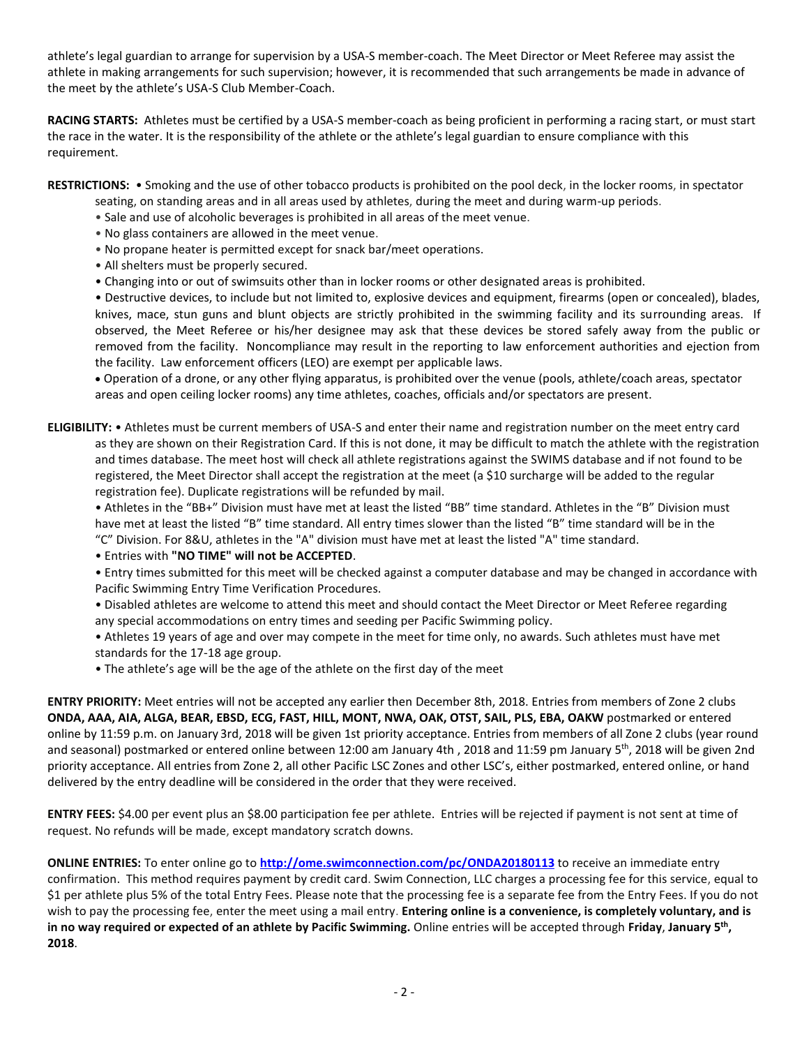athlete's legal guardian to arrange for supervision by a USA-S member-coach. The Meet Director or Meet Referee may assist the athlete in making arrangements for such supervision; however, it is recommended that such arrangements be made in advance of the meet by the athlete's USA-S Club Member-Coach.

**RACING STARTS:** Athletes must be certified by a USA-S member-coach as being proficient in performing a racing start, or must start the race in the water. It is the responsibility of the athlete or the athlete's legal guardian to ensure compliance with this requirement.

**RESTRICTIONS:** • Smoking and the use of other tobacco products is prohibited on the pool deck, in the locker rooms, in spectator seating, on standing areas and in all areas used by athletes, during the meet and during warm-up periods.

- Sale and use of alcoholic beverages is prohibited in all areas of the meet venue.
- No glass containers are allowed in the meet venue.
- No propane heater is permitted except for snack bar/meet operations.
- All shelters must be properly secured.
- Changing into or out of swimsuits other than in locker rooms or other designated areas is prohibited.
- Destructive devices, to include but not limited to, explosive devices and equipment, firearms (open or concealed), blades, knives, mace, stun guns and blunt objects are strictly prohibited in the swimming facility and its surrounding areas. If observed, the Meet Referee or his/her designee may ask that these devices be stored safely away from the public or removed from the facility. Noncompliance may result in the reporting to law enforcement authorities and ejection from the facility. Law enforcement officers (LEO) are exempt per applicable laws.
- Operation of a drone, or any other flying apparatus, is prohibited over the venue (pools, athlete/coach areas, spectator areas and open ceiling locker rooms) any time athletes, coaches, officials and/or spectators are present.

**ELIGIBILITY:** • Athletes must be current members of USA-S and enter their name and registration number on the meet entry card as they are shown on their Registration Card. If this is not done, it may be difficult to match the athlete with the registration and times database. The meet host will check all athlete registrations against the SWIMS database and if not found to be registered, the Meet Director shall accept the registration at the meet (a $10 surcharge will be added to the regular registration fee). Duplicate registrations will be refunded by mail.

- Athletes in the "BB+" Division must have met at least the listed "BB" time standard. Athletes in the "B" Division must have met at least the listed "B" time standard. All entry times slower than the listed "B" time standard will be in the "C" Division. For 8&U, athletes in the "A" division must have met at least the listed "A" time standard.
- Entries with **"NO TIME" will not be ACCEPTED**.
- Entry times submitted for this meet will be checked against a computer database and may be changed in accordance with Pacific Swimming Entry Time Verification Procedures.
- Disabled athletes are welcome to attend this meet and should contact the Meet Director or Meet Referee regarding any special accommodations on entry times and seeding per Pacific Swimming policy.
- Athletes 19 years of age and over may compete in the meet for time only, no awards. Such athletes must have met standards for the 17-18 age group.
- The athlete's age will be the age of the athlete on the first day of the meet

**ENTRY PRIORITY:** Meet entries will not be accepted any earlier then December 8th, 2018. Entries from members of Zone 2 clubs **ONDA, AAA, AIA, ALGA, BEAR, EBSD, ECG, FAST, HILL, MONT, NWA, OAK, OTST, SAIL, PLS, EBA, OAKW** postmarked or entered online by 11:59 p.m. on January 3rd, 2018 will be given 1st priority acceptance. Entries from members of all Zone 2 clubs (year round and seasonal) postmarked or entered online between 12:00 am January 4th , 2018 and 11:59 pm January 5th, 2018 will be given 2nd priority acceptance. All entries from Zone 2, all other Pacific LSC Zones and other LSC's, either postmarked, entered online, or hand delivered by the entry deadline will be considered in the order that they were received.

**ENTRY FEES:** $4.00 per event plus an $8.00 participation fee per athlete. Entries will be rejected if payment is not sent at time of request. No refunds will be made, except mandatory scratch downs.

**ONLINE ENTRIES:** To enter online go to **http://ome.swimconnection.com/pc/ONDA20180113** to receive an immediate entry confirmation. This method requires payment by credit card. Swim Connection, LLC charges a processing fee for this service, equal to $1 per athlete plus 5% of the total Entry Fees. Please note that the processing fee is a separate fee from the Entry Fees. If you do not wish to pay the processing fee, enter the meet using a mail entry. **Entering online is a convenience, is completely voluntary, and is in no way required or expected of an athlete by Pacific Swimming.** Online entries will be accepted through **Friday**, **January 5th, 2018**.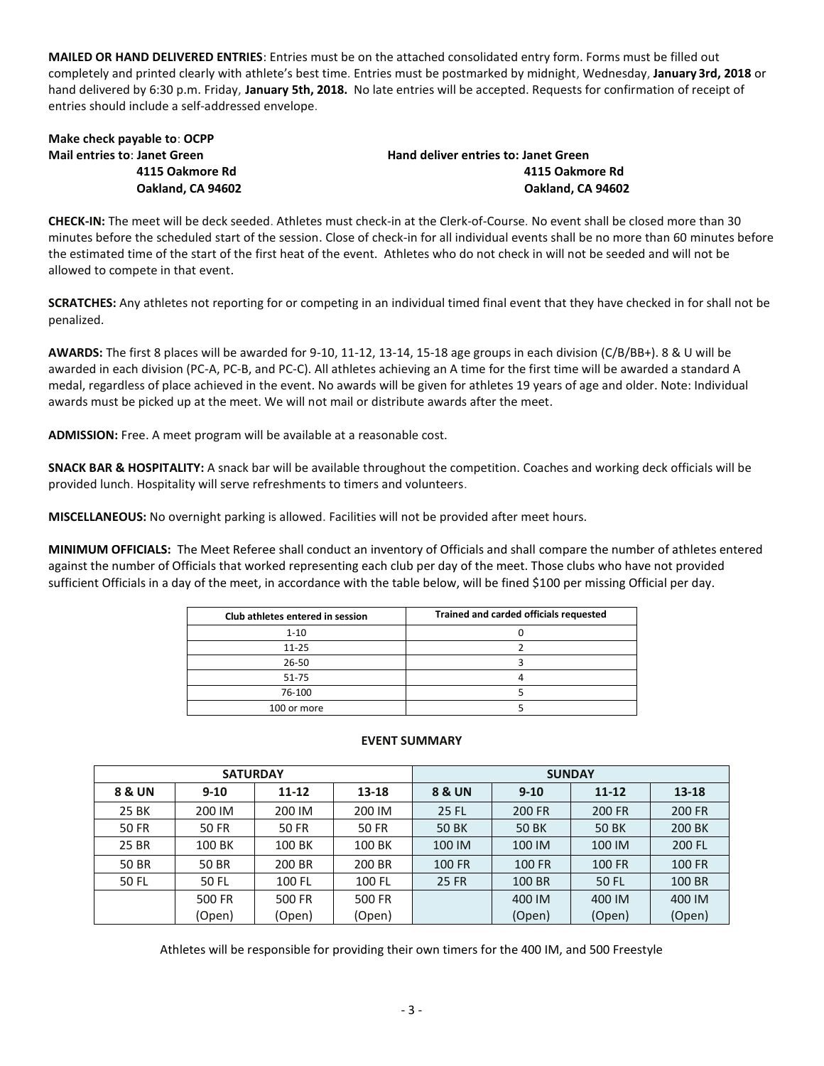**MAILED OR HAND DELIVERED ENTRIES**: Entries must be on the attached consolidated entry form. Forms must be filled out completely and printed clearly with athlete's best time. Entries must be postmarked by midnight, Wednesday, **January 3rd, 2018** or hand delivered by 6:30 p.m. Friday, **January 5th, 2018.** No late entries will be accepted. Requests for confirmation of receipt of entries should include a self-addressed envelope.

**Make check payable to**: **OCPP**

**Mail entries to**: **Janet Green**
**4115 Oakmore Rd**
**Oakland, CA 94602**

**Hand deliver entries to: Janet Green**
**4115 Oakmore Rd**
**Oakland, CA 94602**

**CHECK-IN:** The meet will be deck seeded. Athletes must check-in at the Clerk-of-Course. No event shall be closed more than 30 minutes before the scheduled start of the session. Close of check-in for all individual events shall be no more than 60 minutes before the estimated time of the start of the first heat of the event. Athletes who do not check in will not be seeded and will not be allowed to compete in that event.

**SCRATCHES:** Any athletes not reporting for or competing in an individual timed final event that they have checked in for shall not be penalized.

**AWARDS:** The first 8 places will be awarded for 9-10, 11-12, 13-14, 15-18 age groups in each division (C/B/BB+). 8 & U will be awarded in each division (PC-A, PC-B, and PC-C). All athletes achieving an A time for the first time will be awarded a standard A medal, regardless of place achieved in the event. No awards will be given for athletes 19 years of age and older. Note: Individual awards must be picked up at the meet. We will not mail or distribute awards after the meet.

**ADMISSION:** Free. A meet program will be available at a reasonable cost.

**SNACK BAR & HOSPITALITY:** A snack bar will be available throughout the competition. Coaches and working deck officials will be provided lunch. Hospitality will serve refreshments to timers and volunteers.

**MISCELLANEOUS:** No overnight parking is allowed. Facilities will not be provided after meet hours.

**MINIMUM OFFICIALS:** The Meet Referee shall conduct an inventory of Officials and shall compare the number of athletes entered against the number of Officials that worked representing each club per day of the meet. Those clubs who have not provided sufficient Officials in a day of the meet, in accordance with the table below, will be fined $100 per missing Official per day.

| Club athletes entered in session | Trained and carded officials requested |
|---|---|
| 1-10 | 0 |
| 11-25 | 2 |
| 26-50 | 3 |
| 51-75 | 4 |
| 76-100 | 5 |
| 100 or more | 5 |

**EVENT SUMMARY**

| SATURDAY | | | | SUNDAY | | | |
|---|---|---|---|---|---|---|---|
| **8 & UN** | **9-10** | **11-12** | **13-18** | **8 & UN** | **9-10** | **11-12** | **13-18** |
| 25 BK | 200 IM | 200 IM | 200 IM | 25 FL | 200 FR | 200 FR | 200 FR |
| 50 FR | 50 FR | 50 FR | 50 FR | 50 BK | 50 BK | 50 BK | 200 BK |
| 25 BR | 100 BK | 100 BK | 100 BK | 100 IM | 100 IM | 100 IM | 200 FL |
| 50 BR | 50 BR | 200 BR | 200 BR | 100 FR | 100 FR | 100 FR | 100 FR |
| 50 FL | 50 FL | 100 FL | 100 FL | 25 FR | 100 BR | 50 FL | 100 BR |
| | 500 FR (Open) | 500 FR (Open) | 500 FR (Open) | | 400 IM (Open) | 400 IM (Open) | 400 IM (Open) |

Athletes will be responsible for providing their own timers for the 400 IM, and 500 Freestyle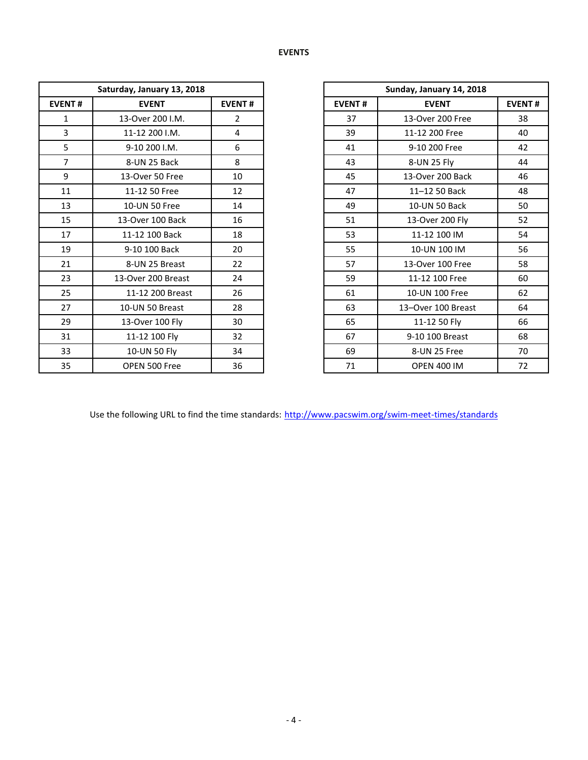# EVENTS

| Saturday, January 13, 2018 | | |
|---|---|---|
| EVENT # | EVENT | EVENT # |
| 1 | 13-Over 200 I.M. | 2 |
| 3 | 11-12 200 I.M. | 4 |
| 5 | 9-10 200 I.M. | 6 |
| 7 | 8-UN 25 Back | 8 |
| 9 | 13-Over 50 Free | 10 |
| 11 | 11-12 50 Free | 12 |
| 13 | 10-UN 50 Free | 14 |
| 15 | 13-Over 100 Back | 16 |
| 17 | 11-12 100 Back | 18 |
| 19 | 9-10 100 Back | 20 |
| 21 | 8-UN 25 Breast | 22 |
| 23 | 13-Over 200 Breast | 24 |
| 25 | 11-12 200 Breast | 26 |
| 27 | 10-UN 50 Breast | 28 |
| 29 | 13-Over 100 Fly | 30 |
| 31 | 11-12 100 Fly | 32 |
| 33 | 10-UN 50 Fly | 34 |
| 35 | OPEN 500 Free | 36 |

| Sunday, January 14, 2018 | | |
|---|---|---|
| EVENT # | EVENT | EVENT # |
| 37 | 13-Over 200 Free | 38 |
| 39 | 11-12 200 Free | 40 |
| 41 | 9-10 200 Free | 42 |
| 43 | 8-UN 25 Fly | 44 |
| 45 | 13-Over 200 Back | 46 |
| 47 | 11–12 50 Back | 48 |
| 49 | 10-UN 50 Back | 50 |
| 51 | 13-Over 200 Fly | 52 |
| 53 | 11-12 100 IM | 54 |
| 55 | 10-UN 100 IM | 56 |
| 57 | 13-Over 100 Free | 58 |
| 59 | 11-12 100 Free | 60 |
| 61 | 10-UN 100 Free | 62 |
| 63 | 13–Over 100 Breast | 64 |
| 65 | 11-12 50 Fly | 66 |
| 67 | 9-10 100 Breast | 68 |
| 69 | 8-UN 25 Free | 70 |
| 71 | OPEN 400 IM | 72 |

Use the following URL to find the time standards: http://www.pacswim.org/swim-meet-times/standards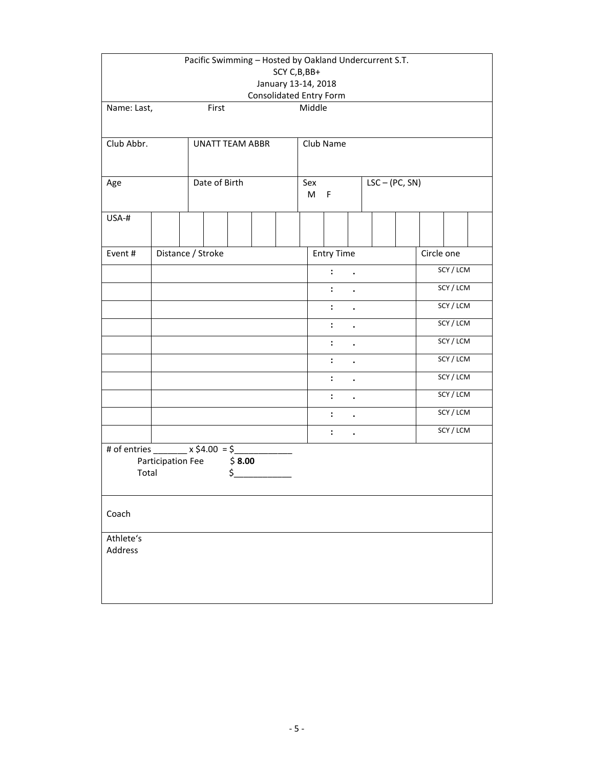Pacific Swimming – Hosted by Oakland Undercurrent S.T.
SCY C,B,BB+
January 13-14, 2018
Consolidated Entry Form

| Name: Last, | First | Middle |
|---|---|---|
| | | |

| Club Abbr. | UNATT TEAM ABBR | Club Name |
|---|---|---|
| | | |

| Age | Date of Birth | Sex<br>M F | LSC – (PC, SN) |
|---|---|---|---|
| | | | |

| USA-# | | | | | | | | | | | | | | |
|---|---|---|---|---|---|---|---|---|---|---|---|---|---|---|

| Event # | Distance / Stroke | Entry Time | Circle one |
|---|---|---|---|
| | | : . | SCY / LCM |
| | | : . | SCY / LCM |
| | | : . | SCY / LCM |
| | | : . | SCY / LCM |
| | | : . | SCY / LCM |
| | | : . | SCY / LCM |
| | | : . | SCY / LCM |
| | | : . | SCY / LCM |
| | | : . | SCY / LCM |
| | | : . | SCY / LCM |

# of entries _______ x $4.00 = $____________
Participation Fee $ **8.00**
Total $____________

Coach

Athlete's Address